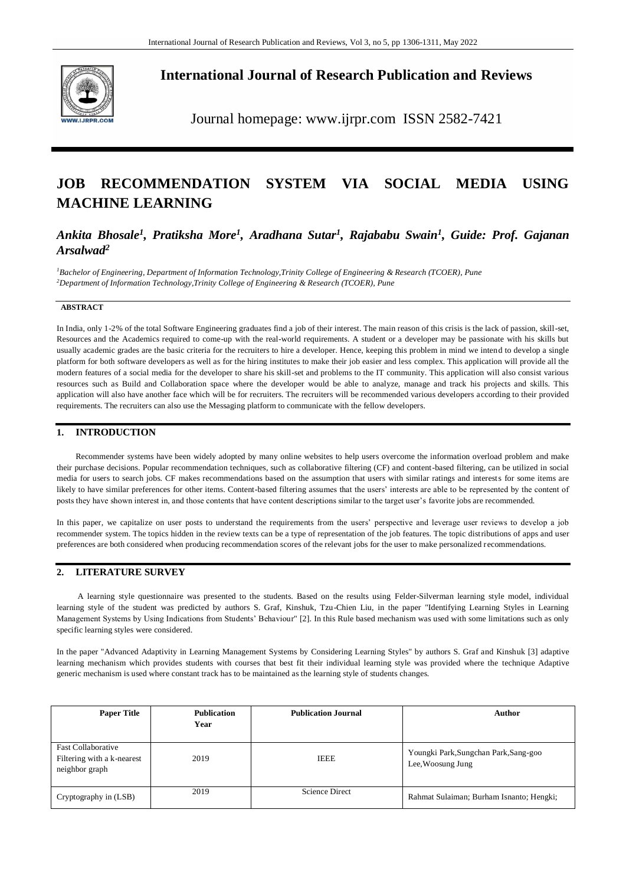# International Journal of Research Publication and Reviews

Journal homepage: www.ijrpr.com ISSN 2582-7421

# JOB RECOMMENDATION SYSTEM VIA SOCIAL MEDIA USING MACHINE LEARNING

***Ankita Bhosale[1], Pratiksha More[1], Aradhana Sutar[1], Rajababu Swain[1], Guide: Prof. Gajanan Arsalwad[2]***

*[1]Bachelor of Engineering, Department of Information Technology,Trinity College of Engineering & Research (TCOER), Pune*
*[2]Department of Information Technology,Trinity College of Engineering & Research (TCOER), Pune*

**ABSTRACT**

In India, only 1-2% of the total Software Engineering graduates find a job of their interest. The main reason of this crisis is the lack of passion, skill-set, Resources and the Academics required to come-up with the real-world requirements. A student or a developer may be passionate with his skills but usually academic grades are the basic criteria for the recruiters to hire a developer. Hence, keeping this problem in mind we intend to develop a single platform for both software developers as well as for the hiring institutes to make their job easier and less complex. This application will provide all the modern features of a social media for the developer to share his skill-set and problems to the IT community. This application will also consist various resources such as Build and Collaboration space where the developer would be able to analyze, manage and track his projects and skills. This application will also have another face which will be for recruiters. The recruiters will be recommended various developers according to their provided requirements. The recruiters can also use the Messaging platform to communicate with the fellow developers.

## 1. INTRODUCTION

Recommender systems have been widely adopted by many online websites to help users overcome the information overload problem and make their purchase decisions. Popular recommendation techniques, such as collaborative filtering (CF) and content-based filtering, can be utilized in social media for users to search jobs. CF makes recommendations based on the assumption that users with similar ratings and interests for some items are likely to have similar preferences for other items. Content-based filtering assumes that the users' interests are able to be represented by the content of posts they have shown interest in, and those contents that have content descriptions similar to the target user's favorite jobs are recommended.

In this paper, we capitalize on user posts to understand the requirements from the users' perspective and leverage user reviews to develop a job recommender system. The topics hidden in the review texts can be a type of representation of the job features. The topic distributions of apps and user preferences are both considered when producing recommendation scores of the relevant jobs for the user to make personalized recommendations.

## 2. LITERATURE SURVEY

A learning style questionnaire was presented to the students. Based on the results using Felder-Silverman learning style model, individual learning style of the student was predicted by authors S. Graf, Kinshuk, Tzu-Chien Liu, in the paper "Identifying Learning Styles in Learning Management Systems by Using Indications from Students' Behaviour" [2]. In this Rule based mechanism was used with some limitations such as only specific learning styles were considered.

In the paper "Advanced Adaptivity in Learning Management Systems by Considering Learning Styles" by authors S. Graf and Kinshuk [3] adaptive learning mechanism which provides students with courses that best fit their individual learning style was provided where the technique Adaptive generic mechanism is used where constant track has to be maintained as the learning style of students changes.

| Paper Title | Publication Year | Publication Journal | Author |
|---|---|---|---|
| Fast Collaborative Filtering with a k-nearest neighbor graph | 2019 | IEEE | Youngki Park,Sungchan Park,Sang-goo Lee,Woosung Jung |
| Cryptography in (LSB) | 2019 | Science Direct | Rahmat Sulaiman; Burham Isnanto; Hengki; |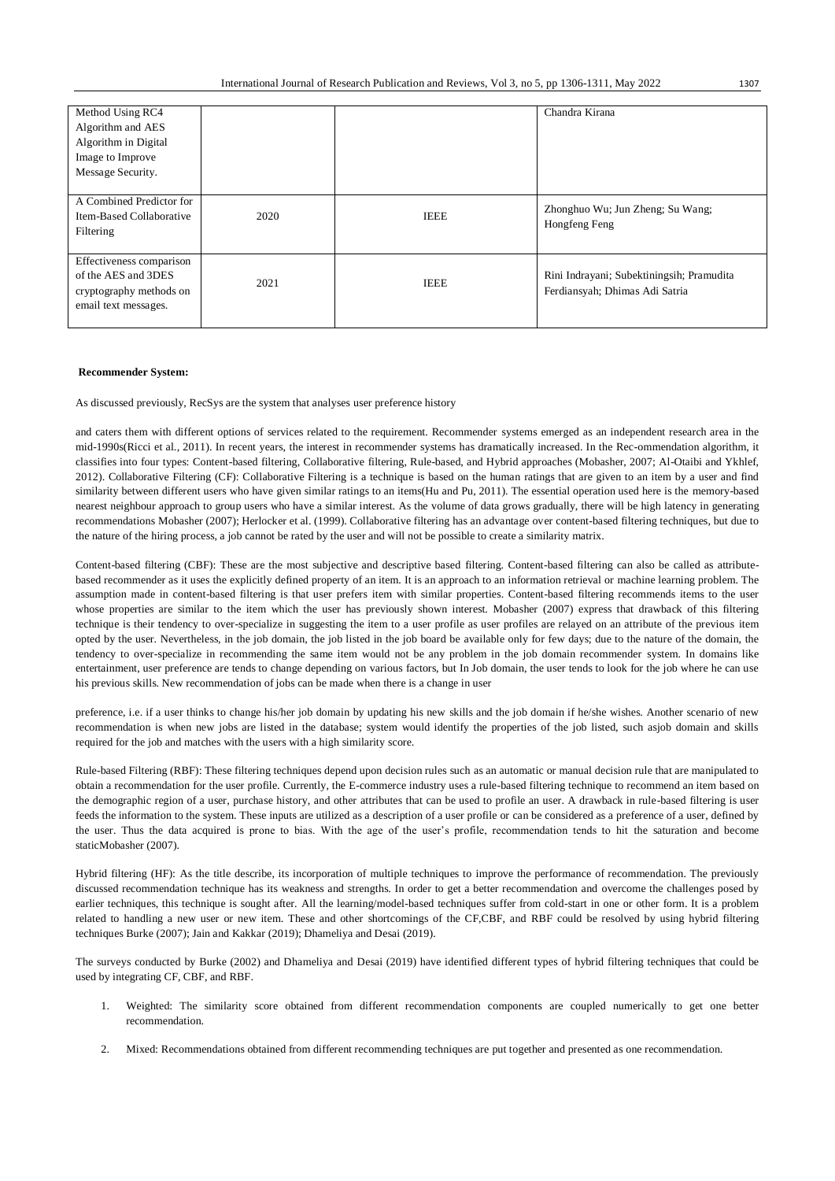| | | | |
|---|---|---|---|
| Method Using RC4 Algorithm and AES Algorithm in Digital Image to Improve Message Security. | | | Chandra Kirana |
| A Combined Predictor for Item-Based Collaborative Filtering | 2020 | IEEE | Zhonghuo Wu; Jun Zheng; Su Wang; Hongfeng Feng |
| Effectiveness comparison of the AES and 3DES cryptography methods on email text messages. | 2021 | IEEE | Rini Indrayani; Subektiningsih; Pramudita Ferdiansyah; Dhimas Adi Satria |

**Recommender System:**

As discussed previously, RecSys are the system that analyses user preference history

and caters them with different options of services related to the requirement. Recommender systems emerged as an independent research area in the mid-1990s(Ricci et al., 2011). In recent years, the interest in recommender systems has dramatically increased. In the Rec-ommendation algorithm, it classifies into four types: Content-based filtering, Collaborative filtering, Rule-based, and Hybrid approaches (Mobasher, 2007; Al-Otaibi and Ykhlef, 2012). Collaborative Filtering (CF): Collaborative Filtering is a technique is based on the human ratings that are given to an item by a user and find similarity between different users who have given similar ratings to an items(Hu and Pu, 2011). The essential operation used here is the memory-based nearest neighbour approach to group users who have a similar interest. As the volume of data grows gradually, there will be high latency in generating recommendations Mobasher (2007); Herlocker et al. (1999). Collaborative filtering has an advantage over content-based filtering techniques, but due to the nature of the hiring process, a job cannot be rated by the user and will not be possible to create a similarity matrix.

Content-based filtering (CBF): These are the most subjective and descriptive based filtering. Content-based filtering can also be called as attribute-based recommender as it uses the explicitly defined property of an item. It is an approach to an information retrieval or machine learning problem. The assumption made in content-based filtering is that user prefers item with similar properties. Content-based filtering recommends items to the user whose properties are similar to the item which the user has previously shown interest. Mobasher (2007) express that drawback of this filtering technique is their tendency to over-specialize in suggesting the item to a user profile as user profiles are relayed on an attribute of the previous item opted by the user. Nevertheless, in the job domain, the job listed in the job board be available only for few days; due to the nature of the domain, the tendency to over-specialize in recommending the same item would not be any problem in the job domain recommender system. In domains like entertainment, user preference are tends to change depending on various factors, but In Job domain, the user tends to look for the job where he can use his previous skills. New recommendation of jobs can be made when there is a change in user

preference, i.e. if a user thinks to change his/her job domain by updating his new skills and the job domain if he/she wishes. Another scenario of new recommendation is when new jobs are listed in the database; system would identify the properties of the job listed, such asjob domain and skills required for the job and matches with the users with a high similarity score.

Rule-based Filtering (RBF): These filtering techniques depend upon decision rules such as an automatic or manual decision rule that are manipulated to obtain a recommendation for the user profile. Currently, the E-commerce industry uses a rule-based filtering technique to recommend an item based on the demographic region of a user, purchase history, and other attributes that can be used to profile an user. A drawback in rule-based filtering is user feeds the information to the system. These inputs are utilized as a description of a user profile or can be considered as a preference of a user, defined by the user. Thus the data acquired is prone to bias. With the age of the user's profile, recommendation tends to hit the saturation and become staticMobasher (2007).

Hybrid filtering (HF): As the title describe, its incorporation of multiple techniques to improve the performance of recommendation. The previously discussed recommendation technique has its weakness and strengths. In order to get a better recommendation and overcome the challenges posed by earlier techniques, this technique is sought after. All the learning/model-based techniques suffer from cold-start in one or other form. It is a problem related to handling a new user or new item. These and other shortcomings of the CF,CBF, and RBF could be resolved by using hybrid filtering techniques Burke (2007); Jain and Kakkar (2019); Dhameliya and Desai (2019).

The surveys conducted by Burke (2002) and Dhameliya and Desai (2019) have identified different types of hybrid filtering techniques that could be used by integrating CF, CBF, and RBF.

1. Weighted: The similarity score obtained from different recommendation components are coupled numerically to get one better recommendation.
2. Mixed: Recommendations obtained from different recommending techniques are put together and presented as one recommendation.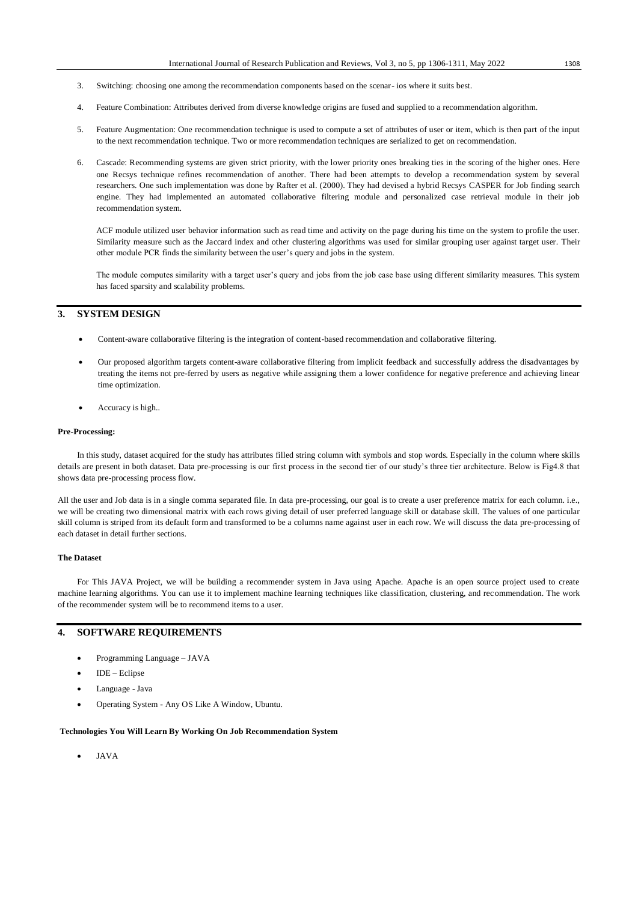3. Switching: choosing one among the recommendation components based on the scenar- ios where it suits best.
4. Feature Combination: Attributes derived from diverse knowledge origins are fused and supplied to a recommendation algorithm.
5. Feature Augmentation: One recommendation technique is used to compute a set of attributes of user or item, which is then part of the input to the next recommendation technique. Two or more recommendation techniques are serialized to get on recommendation.
6. Cascade: Recommending systems are given strict priority, with the lower priority ones breaking ties in the scoring of the higher ones. Here one Recsys technique refines recommendation of another. There had been attempts to develop a recommendation system by several researchers. One such implementation was done by Rafter et al. (2000). They had devised a hybrid Recsys CASPER for Job finding search engine. They had implemented an automated collaborative filtering module and personalized case retrieval module in their job recommendation system.

   ACF module utilized user behavior information such as read time and activity on the page during his time on the system to profile the user. Similarity measure such as the Jaccard index and other clustering algorithms was used for similar grouping user against target user. Their other module PCR finds the similarity between the user's query and jobs in the system.

   The module computes similarity with a target user's query and jobs from the job case base using different similarity measures. This system has faced sparsity and scalability problems.

## 3. SYSTEM DESIGN

- Content-aware collaborative filtering is the integration of content-based recommendation and collaborative filtering.
- Our proposed algorithm targets content-aware collaborative filtering from implicit feedback and successfully address the disadvantages by treating the items not pre-ferred by users as negative while assigning them a lower confidence for negative preference and achieving linear time optimization.
- Accuracy is high..

**Pre-Processing:**

In this study, dataset acquired for the study has attributes filled string column with symbols and stop words. Especially in the column where skills details are present in both dataset. Data pre-processing is our first process in the second tier of our study's three tier architecture. Below is Fig4.8 that shows data pre-processing process flow.

All the user and Job data is in a single comma separated file. In data pre-processing, our goal is to create a user preference matrix for each column. i.e., we will be creating two dimensional matrix with each rows giving detail of user preferred language skill or database skill. The values of one particular skill column is striped from its default form and transformed to be a columns name against user in each row. We will discuss the data pre-processing of each dataset in detail further sections.

**The Dataset**

For This JAVA Project, we will be building a recommender system in Java using Apache. Apache is an open source project used to create machine learning algorithms. You can use it to implement machine learning techniques like classification, clustering, and recommendation. The work of the recommender system will be to recommend items to a user.

## 4. SOFTWARE REQUIREMENTS

- Programming Language – JAVA
- IDE – Eclipse
- Language - Java
- Operating System - Any OS Like A Window, Ubuntu.

**Technologies You Will Learn By Working On Job Recommendation System**

- JAVA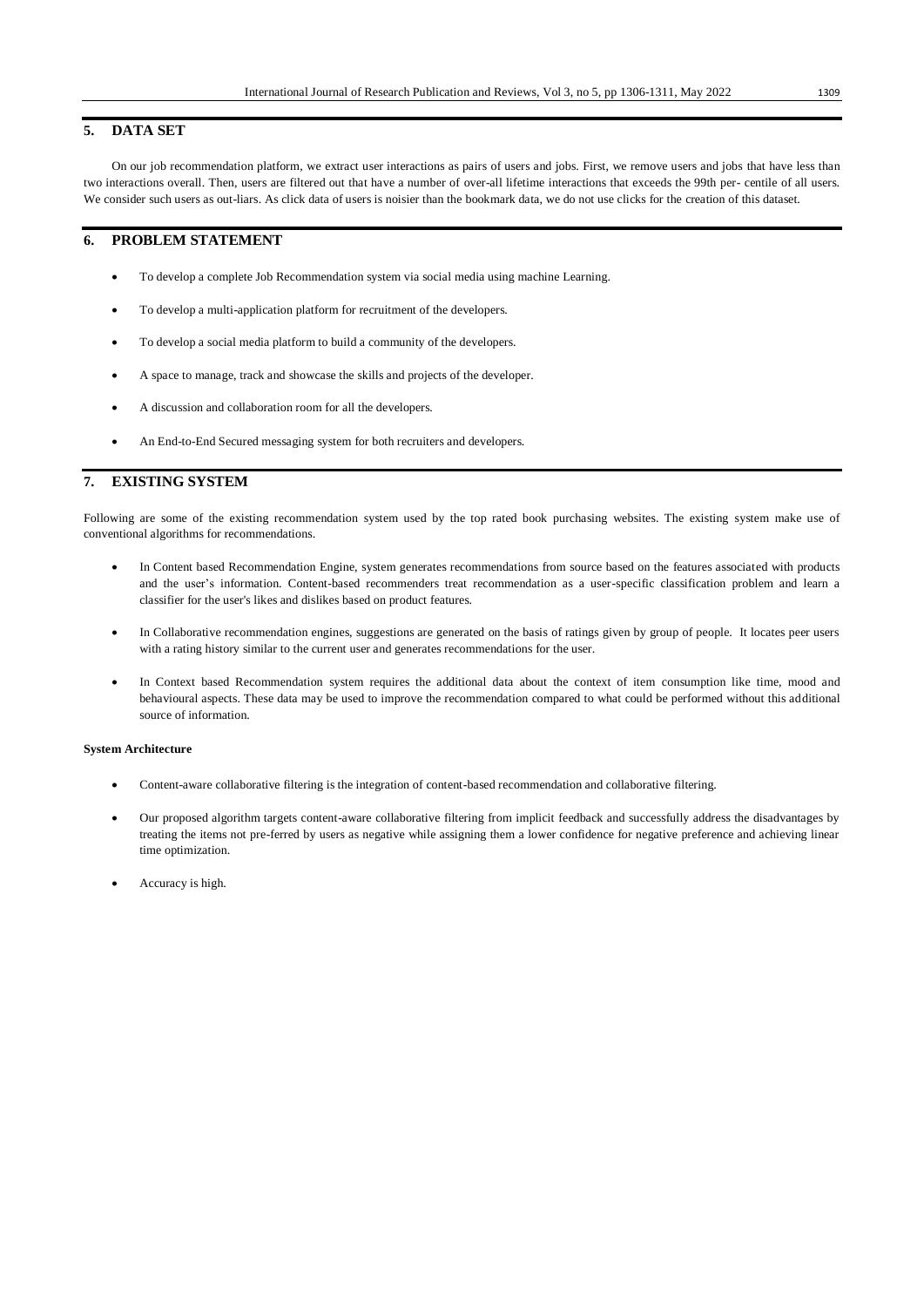## 5. DATA SET

On our job recommendation platform, we extract user interactions as pairs of users and jobs. First, we remove users and jobs that have less than two interactions overall. Then, users are filtered out that have a number of over-all lifetime interactions that exceeds the 99th per- centile of all users. We consider such users as out-liars. As click data of users is noisier than the bookmark data, we do not use clicks for the creation of this dataset.

## 6. PROBLEM STATEMENT

- To develop a complete Job Recommendation system via social media using machine Learning.
- To develop a multi-application platform for recruitment of the developers.
- To develop a social media platform to build a community of the developers.
- A space to manage, track and showcase the skills and projects of the developer.
- A discussion and collaboration room for all the developers.
- An End-to-End Secured messaging system for both recruiters and developers.

## 7. EXISTING SYSTEM

Following are some of the existing recommendation system used by the top rated book purchasing websites. The existing system make use of conventional algorithms for recommendations.

- In Content based Recommendation Engine, system generates recommendations from source based on the features associated with products and the user's information. Content-based recommenders treat recommendation as a user-specific classification problem and learn a classifier for the user's likes and dislikes based on product features.
- In Collaborative recommendation engines, suggestions are generated on the basis of ratings given by group of people. It locates peer users with a rating history similar to the current user and generates recommendations for the user.
- In Context based Recommendation system requires the additional data about the context of item consumption like time, mood and behavioural aspects. These data may be used to improve the recommendation compared to what could be performed without this additional source of information.

**System Architecture**

- Content-aware collaborative filtering is the integration of content-based recommendation and collaborative filtering.
- Our proposed algorithm targets content-aware collaborative filtering from implicit feedback and successfully address the disadvantages by treating the items not pre-ferred by users as negative while assigning them a lower confidence for negative preference and achieving linear time optimization.
- Accuracy is high.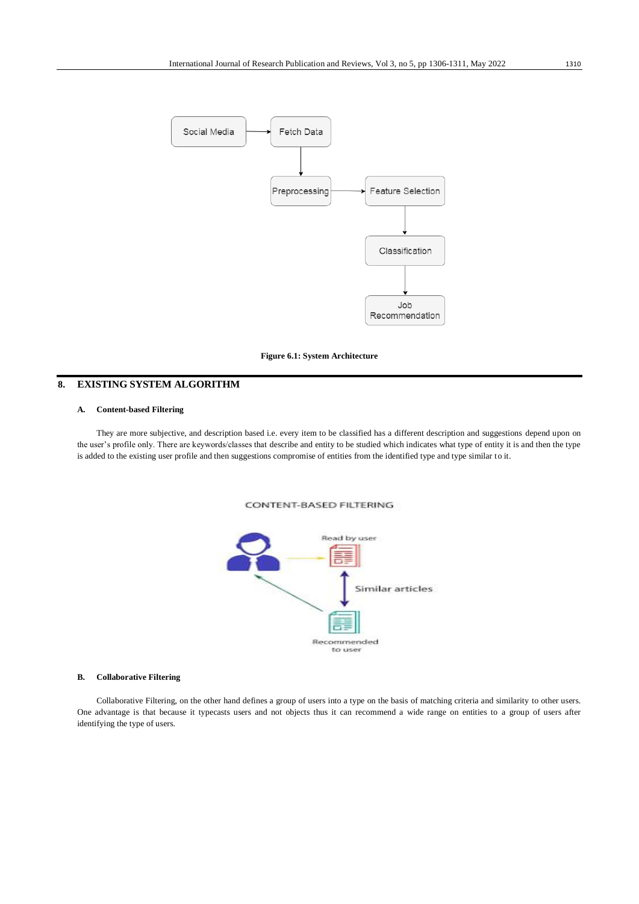Figure 6.1: System Architecture

## 8. EXISTING SYSTEM ALGORITHM

### A. Content-based Filtering

They are more subjective, and description based i.e. every item to be classified has a different description and suggestions depend upon on the user's profile only. There are keywords/classes that describe and entity to be studied which indicates what type of entity it is and then the type is added to the existing user profile and then suggestions compromise of entities from the identified type and type similar to it.

### B. Collaborative Filtering

Collaborative Filtering, on the other hand defines a group of users into a type on the basis of matching criteria and similarity to other users. One advantage is that because it typecasts users and not objects thus it can recommend a wide range on entities to a group of users after identifying the type of users.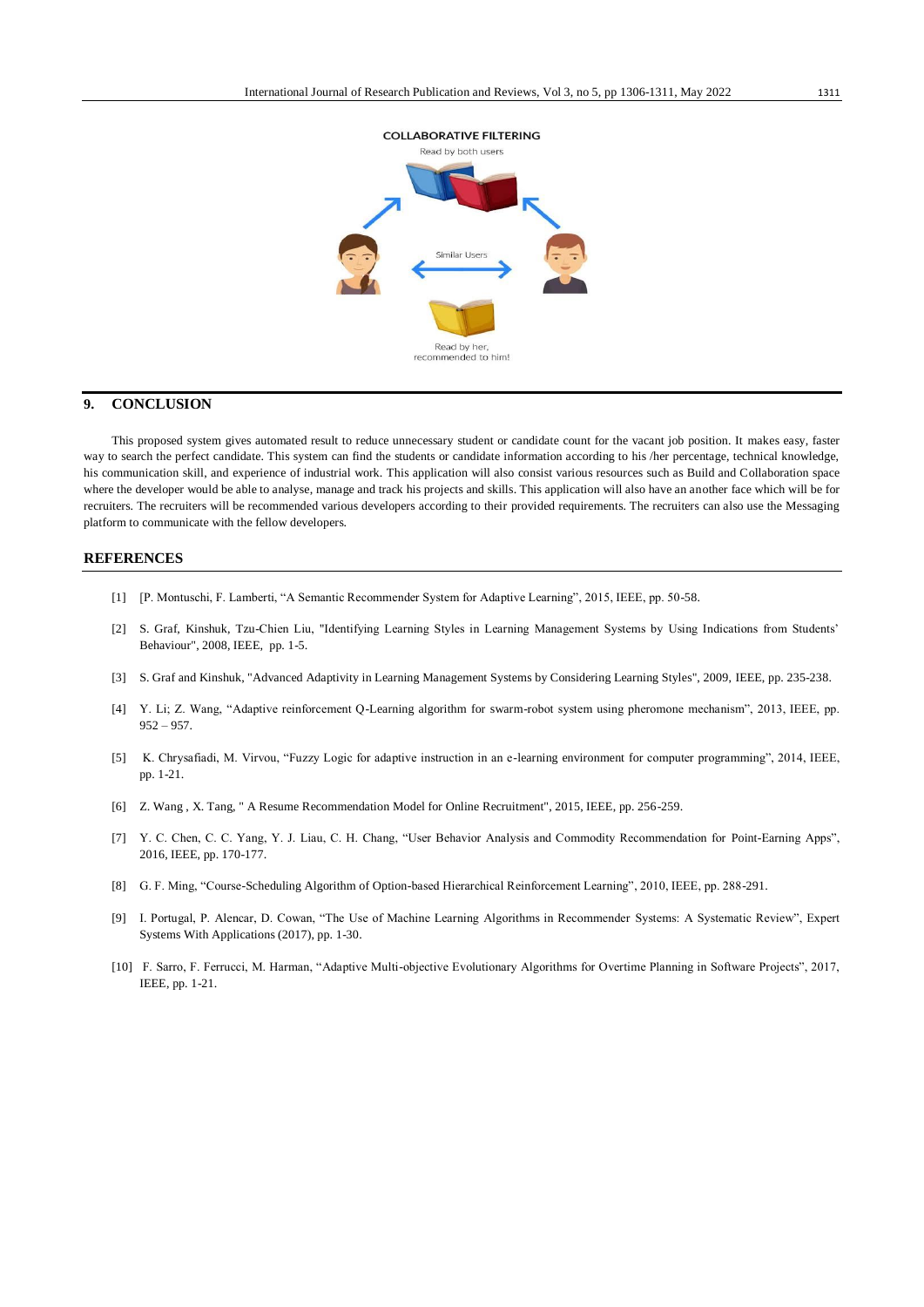COLLABORATIVE FILTERING

Read by both users

Similar Users

Read by her, recommended to him!

## 9. CONCLUSION

This proposed system gives automated result to reduce unnecessary student or candidate count for the vacant job position. It makes easy, faster way to search the perfect candidate. This system can find the students or candidate information according to his /her percentage, technical knowledge, his communication skill, and experience of industrial work. This application will also consist various resources such as Build and Collaboration space where the developer would be able to analyse, manage and track his projects and skills. This application will also have an another face which will be for recruiters. The recruiters will be recommended various developers according to their provided requirements. The recruiters can also use the Messaging platform to communicate with the fellow developers.

## REFERENCES

[1] [P. Montuschi, F. Lamberti, "A Semantic Recommender System for Adaptive Learning", 2015, IEEE, pp. 50-58.

[2] S. Graf, Kinshuk, Tzu-Chien Liu, "Identifying Learning Styles in Learning Management Systems by Using Indications from Students' Behaviour", 2008, IEEE, pp. 1-5.

[3] S. Graf and Kinshuk, "Advanced Adaptivity in Learning Management Systems by Considering Learning Styles", 2009, IEEE, pp. 235-238.

[4] Y. Li; Z. Wang, "Adaptive reinforcement Q-Learning algorithm for swarm-robot system using pheromone mechanism", 2013, IEEE, pp. 952 – 957.

[5] K. Chrysafiadi, M. Virvou, "Fuzzy Logic for adaptive instruction in an e-learning environment for computer programming", 2014, IEEE, pp. 1-21.

[6] Z. Wang , X. Tang, " A Resume Recommendation Model for Online Recruitment", 2015, IEEE, pp. 256-259.

[7] Y. C. Chen, C. C. Yang, Y. J. Liau, C. H. Chang, "User Behavior Analysis and Commodity Recommendation for Point-Earning Apps", 2016, IEEE, pp. 170-177.

[8] G. F. Ming, "Course-Scheduling Algorithm of Option-based Hierarchical Reinforcement Learning", 2010, IEEE, pp. 288-291.

[9] I. Portugal, P. Alencar, D. Cowan, "The Use of Machine Learning Algorithms in Recommender Systems: A Systematic Review", Expert Systems With Applications (2017), pp. 1-30.

[10] F. Sarro, F. Ferrucci, M. Harman, "Adaptive Multi-objective Evolutionary Algorithms for Overtime Planning in Software Projects", 2017, IEEE, pp. 1-21.